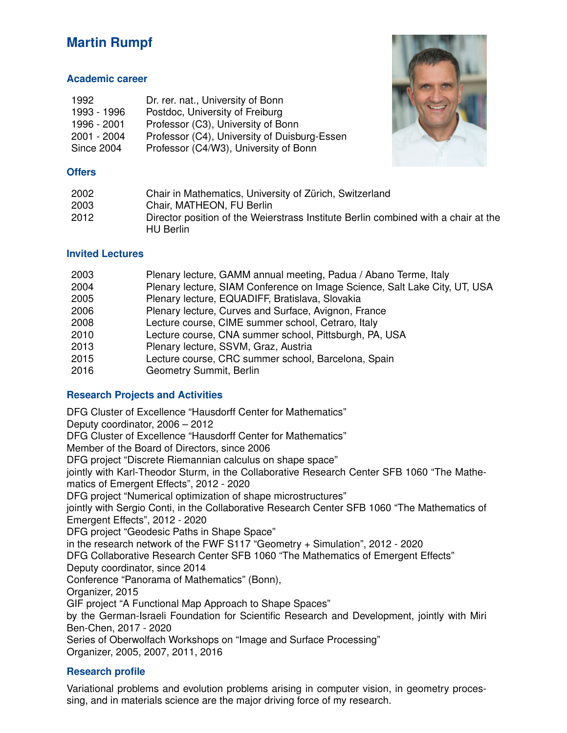# Martin Rumpf

## Academic career

| | |
|---|---|
| 1992 | Dr. rer. nat., University of Bonn |
| 1993 - 1996 | Postdoc, University of Freiburg |
| 1996 - 2001 | Professor (C3), University of Bonn |
| 2001 - 2004 | Professor (C4), University of Duisburg-Essen |
| Since 2004 | Professor (C4/W3), University of Bonn |

## Offers

| | |
|---|---|
| 2002 | Chair in Mathematics, University of Zürich, Switzerland |
| 2003 | Chair, MATHEON, FU Berlin |
| 2012 | Director position of the Weierstrass Institute Berlin combined with a chair at the HU Berlin |

## Invited Lectures

| | |
|---|---|
| 2003 | Plenary lecture, GAMM annual meeting, Padua / Abano Terme, Italy |
| 2004 | Plenary lecture, SIAM Conference on Image Science, Salt Lake City, UT, USA |
| 2005 | Plenary lecture, EQUADIFF, Bratislava, Slovakia |
| 2006 | Plenary lecture, Curves and Surface, Avignon, France |
| 2008 | Lecture course, CIME summer school, Cetraro, Italy |
| 2010 | Lecture course, CNA summer school, Pittsburgh, PA, USA |
| 2013 | Plenary lecture, SSVM, Graz, Austria |
| 2015 | Lecture course, CRC summer school, Barcelona, Spain |
| 2016 | Geometry Summit, Berlin |

## Research Projects and Activities

DFG Cluster of Excellence "Hausdorff Center for Mathematics"
Deputy coordinator, 2006 – 2012

DFG Cluster of Excellence "Hausdorff Center for Mathematics"
Member of the Board of Directors, since 2006

DFG project "Discrete Riemannian calculus on shape space"
jointly with Karl-Theodor Sturm, in the Collaborative Research Center SFB 1060 "The Mathematics of Emergent Effects", 2012 - 2020

DFG project "Numerical optimization of shape microstructures"
jointly with Sergio Conti, in the Collaborative Research Center SFB 1060 "The Mathematics of Emergent Effects", 2012 - 2020

DFG project "Geodesic Paths in Shape Space"
in the research network of the FWF S117 "Geometry + Simulation", 2012 - 2020

DFG Collaborative Research Center SFB 1060 "The Mathematics of Emergent Effects"
Deputy coordinator, since 2014

Conference "Panorama of Mathematics" (Bonn),
Organizer, 2015

GIF project "A Functional Map Approach to Shape Spaces"
by the German-Israeli Foundation for Scientific Research and Development, jointly with Miri Ben-Chen, 2017 - 2020

Series of Oberwolfach Workshops on "Image and Surface Processing"
Organizer, 2005, 2007, 2011, 2016

## Research profile

Variational problems and evolution problems arising in computer vision, in geometry processing, and in materials science are the major driving force of my research.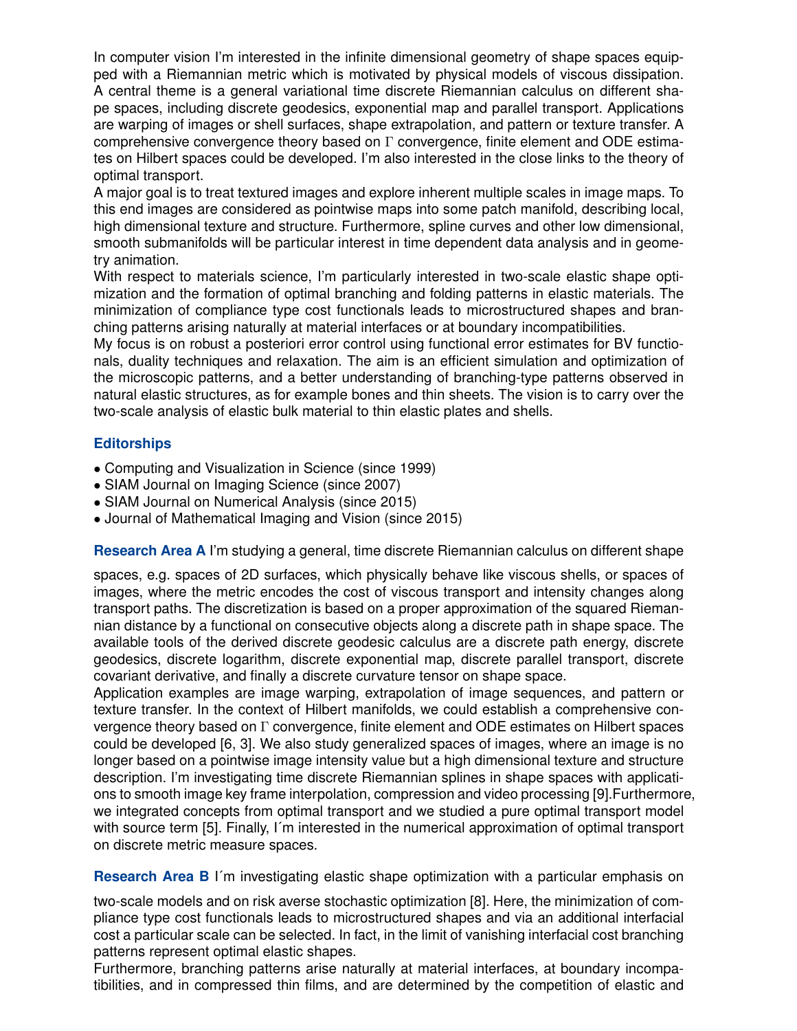In computer vision I'm interested in the infinite dimensional geometry of shape spaces equipped with a Riemannian metric which is motivated by physical models of viscous dissipation. A central theme is a general variational time discrete Riemannian calculus on different shape spaces, including discrete geodesics, exponential map and parallel transport. Applications are warping of images or shell surfaces, shape extrapolation, and pattern or texture transfer. A comprehensive convergence theory based on $\Gamma$ convergence, finite element and ODE estimates on Hilbert spaces could be developed. I'm also interested in the close links to the theory of optimal transport.

A major goal is to treat textured images and explore inherent multiple scales in image maps. To this end images are considered as pointwise maps into some patch manifold, describing local, high dimensional texture and structure. Furthermore, spline curves and other low dimensional, smooth submanifolds will be particular interest in time dependent data analysis and in geometry animation.

With respect to materials science, I'm particularly interested in two-scale elastic shape optimization and the formation of optimal branching and folding patterns in elastic materials. The minimization of compliance type cost functionals leads to microstructured shapes and branching patterns arising naturally at material interfaces or at boundary incompatibilities.

My focus is on robust a posteriori error control using functional error estimates for BV functionals, duality techniques and relaxation. The aim is an efficient simulation and optimization of the microscopic patterns, and a better understanding of branching-type patterns observed in natural elastic structures, as for example bones and thin sheets. The vision is to carry over the two-scale analysis of elastic bulk material to thin elastic plates and shells.

### Editorships

- Computing and Visualization in Science (since 1999)
- SIAM Journal on Imaging Science (since 2007)
- SIAM Journal on Numerical Analysis (since 2015)
- Journal of Mathematical Imaging and Vision (since 2015)

**Research Area A** I'm studying a general, time discrete Riemannian calculus on different shape spaces, e.g. spaces of 2D surfaces, which physically behave like viscous shells, or spaces of images, where the metric encodes the cost of viscous transport and intensity changes along transport paths. The discretization is based on a proper approximation of the squared Riemannian distance by a functional on consecutive objects along a discrete path in shape space. The available tools of the derived discrete geodesic calculus are a discrete path energy, discrete geodesics, discrete logarithm, discrete exponential map, discrete parallel transport, discrete covariant derivative, and finally a discrete curvature tensor on shape space.

Application examples are image warping, extrapolation of image sequences, and pattern or texture transfer. In the context of Hilbert manifolds, we could establish a comprehensive convergence theory based on $\Gamma$ convergence, finite element and ODE estimates on Hilbert spaces could be developed [6, 3]. We also study generalized spaces of images, where an image is no longer based on a pointwise image intensity value but a high dimensional texture and structure description. I'm investigating time discrete Riemannian splines in shape spaces with applications to smooth image key frame interpolation, compression and video processing [9].Furthermore, we integrated concepts from optimal transport and we studied a pure optimal transport model with source term [5]. Finally, I´m interested in the numerical approximation of optimal transport on discrete metric measure spaces.

**Research Area B** I´m investigating elastic shape optimization with a particular emphasis on two-scale models and on risk averse stochastic optimization [8]. Here, the minimization of compliance type cost functionals leads to microstructured shapes and via an additional interfacial cost a particular scale can be selected. In fact, in the limit of vanishing interfacial cost branching patterns represent optimal elastic shapes.

Furthermore, branching patterns arise naturally at material interfaces, at boundary incompatibilities, and in compressed thin films, and are determined by the competition of elastic and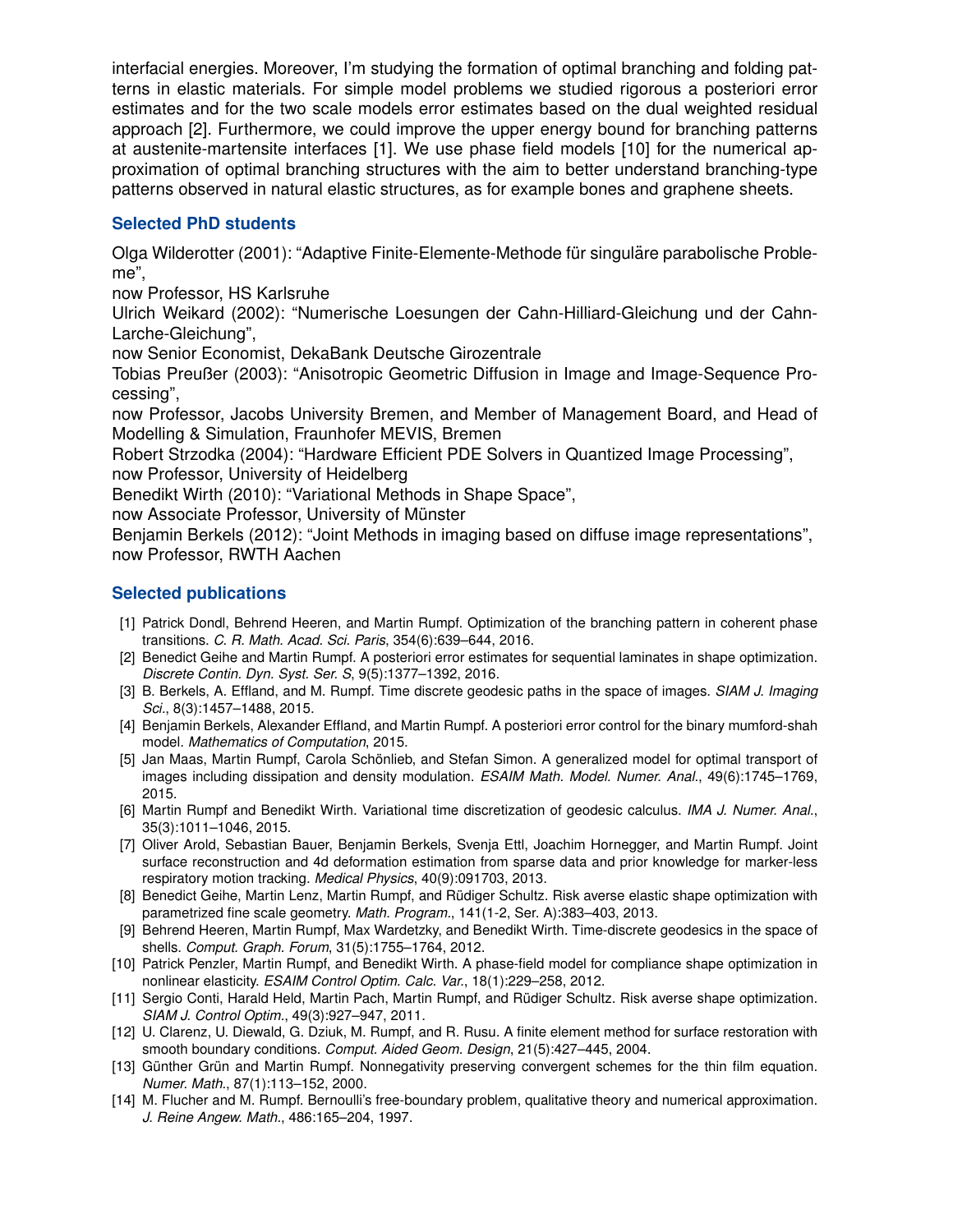interfacial energies. Moreover, I'm studying the formation of optimal branching and folding patterns in elastic materials. For simple model problems we studied rigorous a posteriori error estimates and for the two scale models error estimates based on the dual weighted residual approach [2]. Furthermore, we could improve the upper energy bound for branching patterns at austenite-martensite interfaces [1]. We use phase field models [10] for the numerical approximation of optimal branching structures with the aim to better understand branching-type patterns observed in natural elastic structures, as for example bones and graphene sheets.

### Selected PhD students

Olga Wilderotter (2001): "Adaptive Finite-Elemente-Methode für singuläre parabolische Probleme",
now Professor, HS Karlsruhe

Ulrich Weikard (2002): "Numerische Loesungen der Cahn-Hilliard-Gleichung und der Cahn-Larche-Gleichung",
now Senior Economist, DekaBank Deutsche Girozentrale

Tobias Preußer (2003): "Anisotropic Geometric Diffusion in Image and Image-Sequence Processing",
now Professor, Jacobs University Bremen, and Member of Management Board, and Head of Modelling & Simulation, Fraunhofer MEVIS, Bremen

Robert Strzodka (2004): "Hardware Efficient PDE Solvers in Quantized Image Processing",
now Professor, University of Heidelberg

Benedikt Wirth (2010): "Variational Methods in Shape Space",
now Associate Professor, University of Münster

Benjamin Berkels (2012): "Joint Methods in imaging based on diffuse image representations",
now Professor, RWTH Aachen

### Selected publications

[1] Patrick Dondl, Behrend Heeren, and Martin Rumpf. Optimization of the branching pattern in coherent phase transitions. *C. R. Math. Acad. Sci. Paris*, 354(6):639–644, 2016.

[2] Benedict Geihe and Martin Rumpf. A posteriori error estimates for sequential laminates in shape optimization. *Discrete Contin. Dyn. Syst. Ser. S*, 9(5):1377–1392, 2016.

[3] B. Berkels, A. Effland, and M. Rumpf. Time discrete geodesic paths in the space of images. *SIAM J. Imaging Sci.*, 8(3):1457–1488, 2015.

[4] Benjamin Berkels, Alexander Effland, and Martin Rumpf. A posteriori error control for the binary mumford-shah model. *Mathematics of Computation*, 2015.

[5] Jan Maas, Martin Rumpf, Carola Schönlieb, and Stefan Simon. A generalized model for optimal transport of images including dissipation and density modulation. *ESAIM Math. Model. Numer. Anal.*, 49(6):1745–1769, 2015.

[6] Martin Rumpf and Benedikt Wirth. Variational time discretization of geodesic calculus. *IMA J. Numer. Anal.*, 35(3):1011–1046, 2015.

[7] Oliver Arold, Sebastian Bauer, Benjamin Berkels, Svenja Ettl, Joachim Hornegger, and Martin Rumpf. Joint surface reconstruction and 4d deformation estimation from sparse data and prior knowledge for marker-less respiratory motion tracking. *Medical Physics*, 40(9):091703, 2013.

[8] Benedict Geihe, Martin Lenz, Martin Rumpf, and Rüdiger Schultz. Risk averse elastic shape optimization with parametrized fine scale geometry. *Math. Program.*, 141(1-2, Ser. A):383–403, 2013.

[9] Behrend Heeren, Martin Rumpf, Max Wardetzky, and Benedikt Wirth. Time-discrete geodesics in the space of shells. *Comput. Graph. Forum*, 31(5):1755–1764, 2012.

[10] Patrick Penzler, Martin Rumpf, and Benedikt Wirth. A phase-field model for compliance shape optimization in nonlinear elasticity. *ESAIM Control Optim. Calc. Var.*, 18(1):229–258, 2012.

[11] Sergio Conti, Harald Held, Martin Pach, Martin Rumpf, and Rüdiger Schultz. Risk averse shape optimization. *SIAM J. Control Optim.*, 49(3):927–947, 2011.

[12] U. Clarenz, U. Diewald, G. Dziuk, M. Rumpf, and R. Rusu. A finite element method for surface restoration with smooth boundary conditions. *Comput. Aided Geom. Design*, 21(5):427–445, 2004.

[13] Günther Grün and Martin Rumpf. Nonnegativity preserving convergent schemes for the thin film equation. *Numer. Math.*, 87(1):113–152, 2000.

[14] M. Flucher and M. Rumpf. Bernoulli's free-boundary problem, qualitative theory and numerical approximation. *J. Reine Angew. Math.*, 486:165–204, 1997.